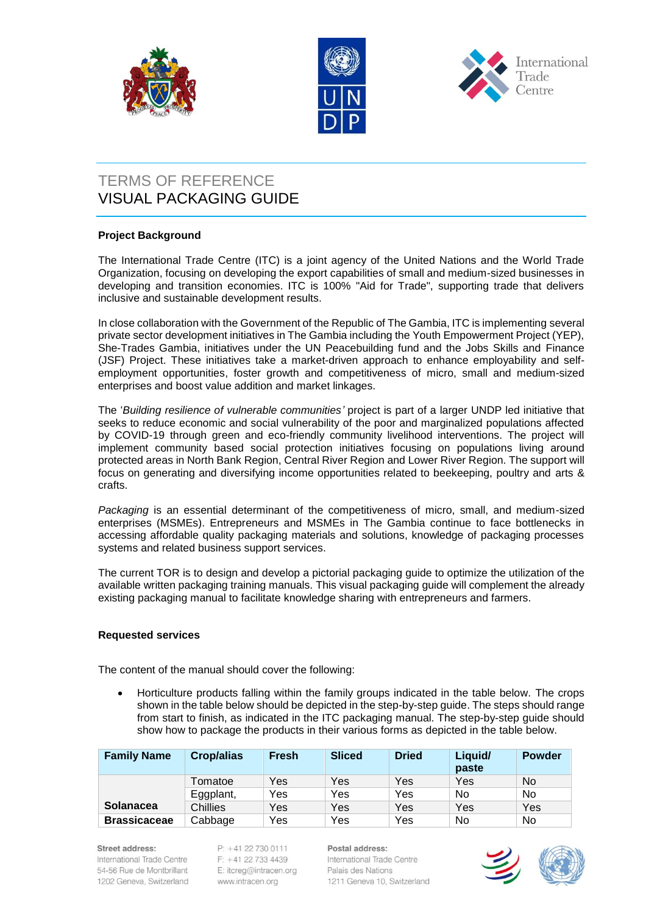# TERMS OF REFERENCE
# VISUAL PACKAGING GUIDE

**Project Background**

The International Trade Centre (ITC) is a joint agency of the United Nations and the World Trade Organization, focusing on developing the export capabilities of small and medium-sized businesses in developing and transition economies. ITC is 100% "Aid for Trade", supporting trade that delivers inclusive and sustainable development results.

In close collaboration with the Government of the Republic of The Gambia, ITC is implementing several private sector development initiatives in The Gambia including the Youth Empowerment Project (YEP), She-Trades Gambia, initiatives under the UN Peacebuilding fund and the Jobs Skills and Finance (JSF) Project. These initiatives take a market-driven approach to enhance employability and self-employment opportunities, foster growth and competitiveness of micro, small and medium-sized enterprises and boost value addition and market linkages.

The '*Building resilience of vulnerable communities'* project is part of a larger UNDP led initiative that seeks to reduce economic and social vulnerability of the poor and marginalized populations affected by COVID-19 through green and eco-friendly community livelihood interventions. The project will implement community based social protection initiatives focusing on populations living around protected areas in North Bank Region, Central River Region and Lower River Region. The support will focus on generating and diversifying income opportunities related to beekeeping, poultry and arts & crafts.

*Packaging* is an essential determinant of the competitiveness of micro, small, and medium-sized enterprises (MSMEs). Entrepreneurs and MSMEs in The Gambia continue to face bottlenecks in accessing affordable quality packaging materials and solutions, knowledge of packaging processes systems and related business support services.

The current TOR is to design and develop a pictorial packaging guide to optimize the utilization of the available written packaging training manuals. This visual packaging guide will complement the already existing packaging manual to facilitate knowledge sharing with entrepreneurs and farmers.

**Requested services**

The content of the manual should cover the following:

- Horticulture products falling within the family groups indicated in the table below. The crops shown in the table below should be depicted in the step-by-step guide. The steps should range from start to finish, as indicated in the ITC packaging manual. The step-by-step guide should show how to package the products in their various forms as depicted in the table below.

| Family Name | Crop/alias | Fresh | Sliced | Dried | Liquid/ paste | Powder |
|---|---|---|---|---|---|---|
| **Solanacea** | Tomatoe | Yes | Yes | Yes | Yes | No |
| | Eggplant, | Yes | Yes | Yes | No | No |
| | Chillies | Yes | Yes | Yes | Yes | Yes |
| **Brassicaceae** | Cabbage | Yes | Yes | Yes | No | No |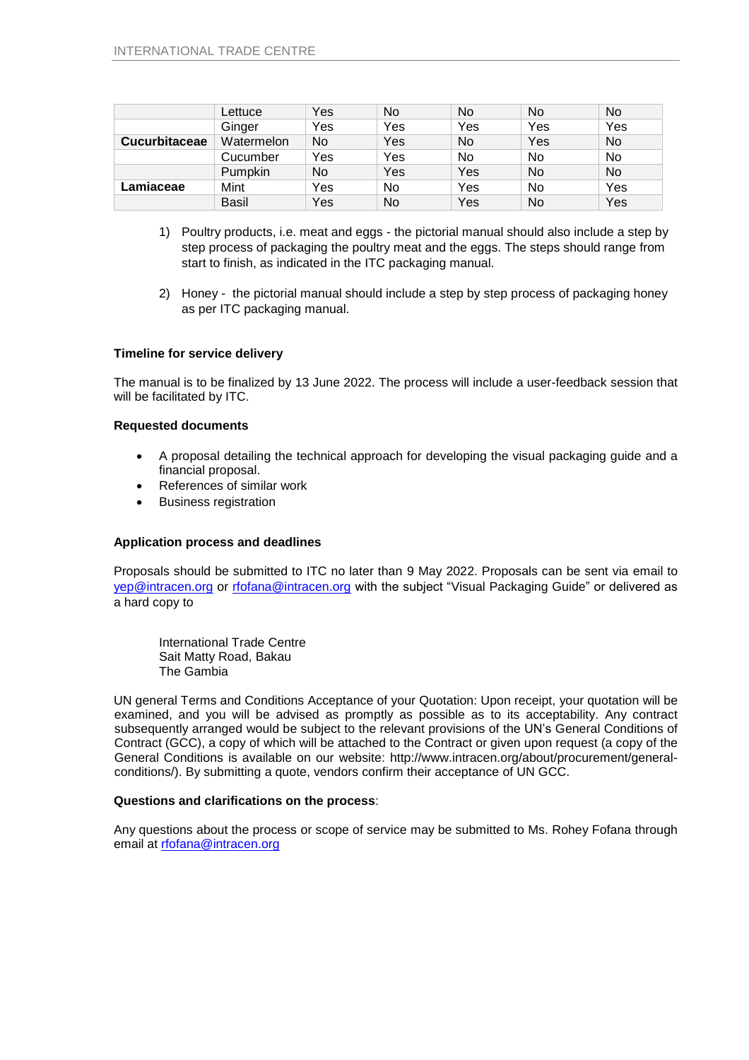| | | | | | | |
|---|---|---|---|---|---|---|
| | Lettuce | Yes | No | No | No | No |
| | Ginger | Yes | Yes | Yes | Yes | Yes |
| **Cucurbitaceae** | Watermelon | No | Yes | No | Yes | No |
| | Cucumber | Yes | Yes | No | No | No |
| | Pumpkin | No | Yes | Yes | No | No |
| **Lamiaceae** | Mint | Yes | No | Yes | No | Yes |
| | Basil | Yes | No | Yes | No | Yes |

1) Poultry products, i.e. meat and eggs - the pictorial manual should also include a step by step process of packaging the poultry meat and the eggs. The steps should range from start to finish, as indicated in the ITC packaging manual.

2) Honey - the pictorial manual should include a step by step process of packaging honey as per ITC packaging manual.

**Timeline for service delivery**

The manual is to be finalized by 13 June 2022. The process will include a user-feedback session that will be facilitated by ITC.

**Requested documents**

- A proposal detailing the technical approach for developing the visual packaging guide and a financial proposal.
- References of similar work
- Business registration

**Application process and deadlines**

Proposals should be submitted to ITC no later than 9 May 2022. Proposals can be sent via email to yep@intracen.org or rfofana@intracen.org with the subject "Visual Packaging Guide" or delivered as a hard copy to

International Trade Centre
Sait Matty Road, Bakau
The Gambia

UN general Terms and Conditions Acceptance of your Quotation: Upon receipt, your quotation will be examined, and you will be advised as promptly as possible as to its acceptability. Any contract subsequently arranged would be subject to the relevant provisions of the UN's General Conditions of Contract (GCC), a copy of which will be attached to the Contract or given upon request (a copy of the General Conditions is available on our website: http://www.intracen.org/about/procurement/general-conditions/). By submitting a quote, vendors confirm their acceptance of UN GCC.

**Questions and clarifications on the process**:

Any questions about the process or scope of service may be submitted to Ms. Rohey Fofana through email at rfofana@intracen.org